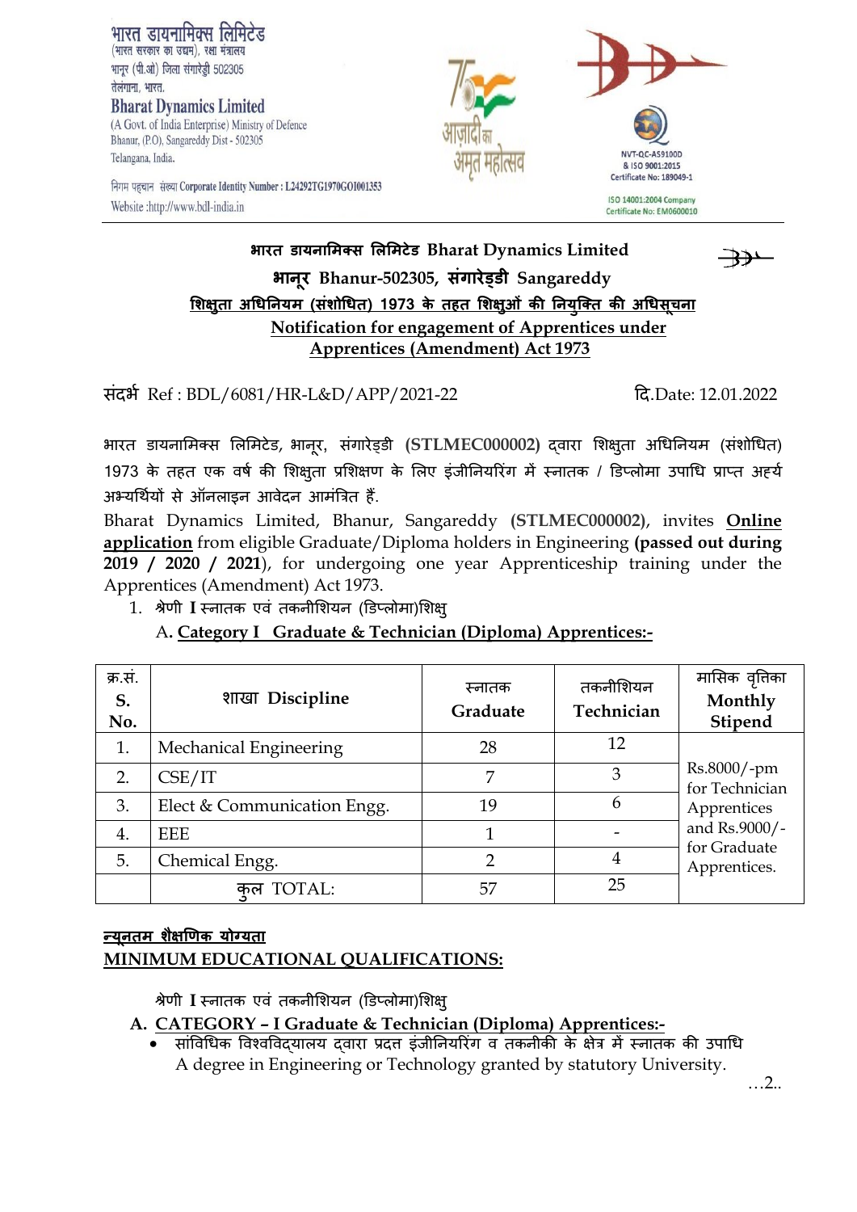भारत डायनामिक्स लिमिटेड
(भारत सरकार का उद्यम), रक्षा मंत्रालय
भानूर (पी.ओ) जिला संगारेड्डी 502305
तेलंगाना, भारत.

**Bharat Dynamics Limited**
(A Govt. of India Enterprise) Ministry of Defence
Bhanur, (P.O), Sangareddy Dist - 502305
Telangana, India.

निगम पहचान संख्या Corporate Identity Number : L24292TG1970GOI001353
Website :http://www.bdl-india.in

NVT-QC-AS9100D & ISO 9001:2015 Certificate No: 189049-1

ISO 14001:2004 Company Certificate No: EM0600010

## भारत डायनामिक्स लिमिटेड Bharat Dynamics Limited

## भानूर Bhanur-502305, संगारेड्डी Sangareddy

### शिक्षुता अधिनियम (संशोधित) 1973 के तहत शिक्षुओं की नियुक्ति की अधिसूचना

### Notification for engagement of Apprentices under Apprentices (Amendment) Act 1973

संदर्भ Ref : BDL/6081/HR-L&D/APP/2021-22 दि.Date: 12.01.2022

भारत डायनामिक्स लिमिटेड, भानूर, संगारेड्डी **(STLMEC000002)** द्वारा शिक्षुता अधिनियम (संशोधित) 1973 के तहत एक वर्ष की शिक्षुता प्रशिक्षण के लिए इंजीनियरिंग में स्नातक / डिप्लोमा उपाधि प्राप्त अर्ह अभ्यर्थियों से ऑनलाइन आवेदन आमंत्रित हैं.

Bharat Dynamics Limited, Bhanur, Sangareddy **(STLMEC000002)**, invites **Online application** from eligible Graduate/Diploma holders in Engineering **(passed out during 2019 / 2020 / 2021)**, for undergoing one year Apprenticeship training under the Apprentices (Amendment) Act 1973.

1. श्रेणी I स्नातक एवं तकनीशियन (डिप्लोमा)शिक्षु

   A. **Category I Graduate & Technician (Diploma) Apprentices:-**

| क्र.सं. S. No. | शाखा Discipline | स्नातक Graduate | तकनीशियन Technician | मासिक वृत्तिका Monthly Stipend |
|---|---|---|---|---|
| 1. | Mechanical Engineering | 28 | 12 | Rs.8000/-pm for Technician Apprentices and Rs.9000/- for Graduate Apprentices. |
| 2. | CSE/IT | 7 | 3 | |
| 3. | Elect & Communication Engg. | 19 | 6 | |
| 4. | EEE | 1 | - | |
| 5. | Chemical Engg. | 2 | 4 | |
| | कुल TOTAL: | 57 | 25 | |

### न्यूनतम शैक्षणिक योग्यता
### MINIMUM EDUCATIONAL QUALIFICATIONS:

श्रेणी I स्नातक एवं तकनीशियन (डिप्लोमा)शिक्षु

**A. CATEGORY – I Graduate & Technician (Diploma) Apprentices:-**

- सांविधिक विश्वविद्यालय द्वारा प्रदत्त इंजीनियरिंग व तकनीकी के क्षेत्र में स्नातक की उपाधि
  A degree in Engineering or Technology granted by statutory University.

…2..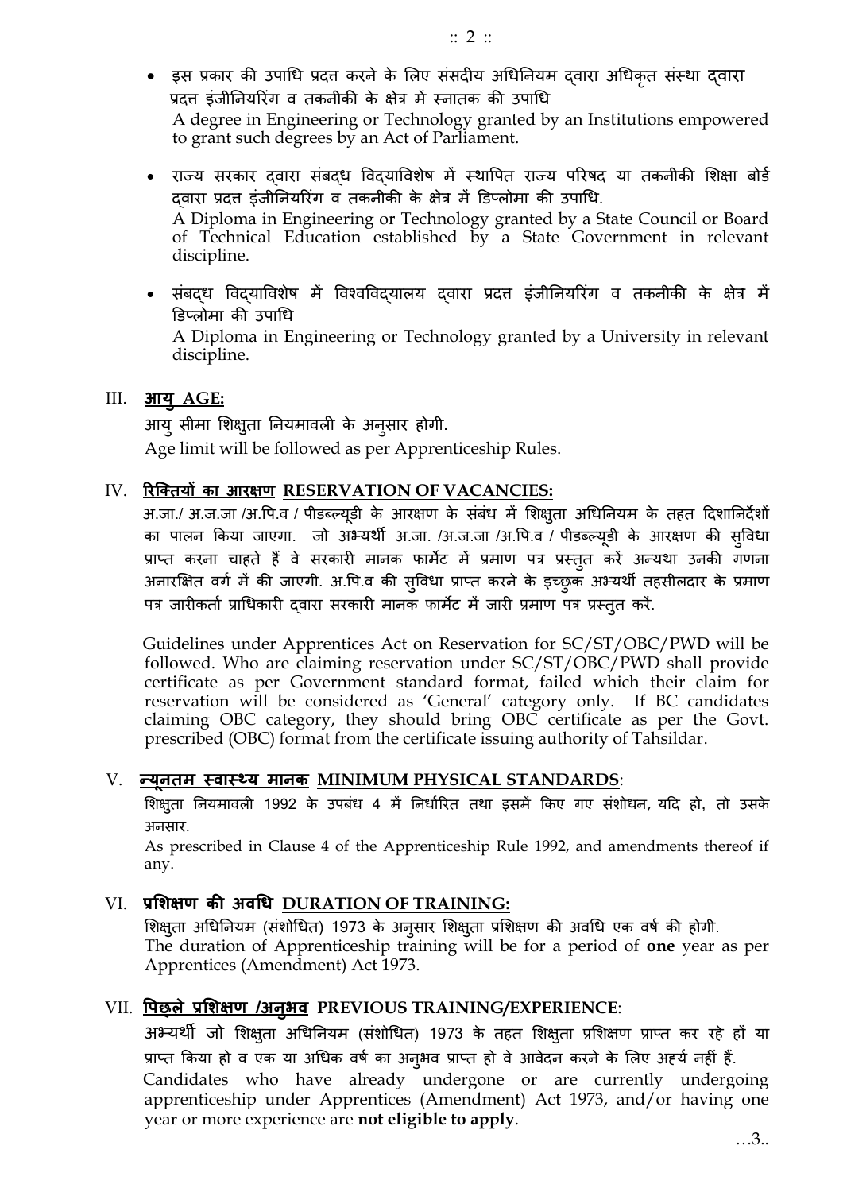- इस प्रकार की उपाधि प्रदत्त करने के लिए संसदीय अधिनियम द्वारा अधिकृत संस्था द्वारा प्रदत्त इंजीनियरिंग व तकनीकी के क्षेत्र में स्नातक की उपाधि
  A degree in Engineering or Technology granted by an Institutions empowered to grant such degrees by an Act of Parliament.

- राज्य सरकार द्वारा संबद्ध विद्याविशेष में स्थापित राज्य परिषद या तकनीकी शिक्षा बोर्ड द्वारा प्रदत्त इंजीनियरिंग व तकनीकी के क्षेत्र में डिप्लोमा की उपाधि.
  A Diploma in Engineering or Technology granted by a State Council or Board of Technical Education established by a State Government in relevant discipline.

- संबद्ध विद्याविशेष में विश्वविद्यालय द्वारा प्रदत्त इंजीनियरिंग व तकनीकी के क्षेत्र में डिप्लोमा की उपाधि
  A Diploma in Engineering or Technology granted by a University in relevant discipline.

## III. आयु AGE:

आयु सीमा शिक्षुता नियमावली के अनुसार होगी.
Age limit will be followed as per Apprenticeship Rules.

## IV. रिक्तियों का आरक्षण RESERVATION OF VACANCIES:

अ.जा./ अ.ज.जा /अ.पि.व / पीडब्ल्यूडी के आरक्षण के संबंध में शिक्षुता अधिनियम के तहत दिशानिर्देशों का पालन किया जाएगा. जो अभ्यर्थी अ.जा. /अ.ज.जा /अ.पि.व / पीडब्ल्यूडी के आरक्षण की सुविधा प्राप्त करना चाहते हैं वे सरकारी मानक फार्मेट में प्रमाण पत्र प्रस्तुत करें अन्यथा उनकी गणना अनारक्षित वर्ग में की जाएगी. अ.पि.व की सुविधा प्राप्त करने के इच्छुक अभ्यर्थी तहसीलदार के प्रमाण पत्र जारीकर्ता प्राधिकारी द्वारा सरकारी मानक फार्मेट में जारी प्रमाण पत्र प्रस्तुत करें.

Guidelines under Apprentices Act on Reservation for SC/ST/OBC/PWD will be followed. Who are claiming reservation under SC/ST/OBC/PWD shall provide certificate as per Government standard format, failed which their claim for reservation will be considered as 'General' category only. If BC candidates claiming OBC category, they should bring OBC certificate as per the Govt. prescribed (OBC) format from the certificate issuing authority of Tahsildar.

## V. न्यूनतम स्वास्थ्य मानक MINIMUM PHYSICAL STANDARDS:

शिक्षुता नियमावली 1992 के उपबंध 4 में निर्धारित तथा इसमें किए गए संशोधन, यदि हो, तो उसके अनसार.

As prescribed in Clause 4 of the Apprenticeship Rule 1992, and amendments thereof if any.

## VI. प्रशिक्षण की अवधि DURATION OF TRAINING:

शिक्षुता अधिनियम (संशोधित) 1973 के अनुसार शिक्षुता प्रशिक्षण की अवधि एक वर्ष की होगी.
The duration of Apprenticeship training will be for a period of **one** year as per Apprentices (Amendment) Act 1973.

## VII. पिछले प्रशिक्षण /अनुभव PREVIOUS TRAINING/EXPERIENCE:

अभ्यर्थी जो शिक्षुता अधिनियम (संशोधित) 1973 के तहत शिक्षुता प्रशिक्षण प्राप्त कर रहे हों या प्राप्त किया हो व एक या अधिक वर्ष का अनुभव प्राप्त हो वे आवेदन करने के लिए अहर्य नहीं हैं.
Candidates who have already undergone or are currently undergoing apprenticeship under Apprentices (Amendment) Act 1973, and/or having one year or more experience are **not eligible to apply**.

…3..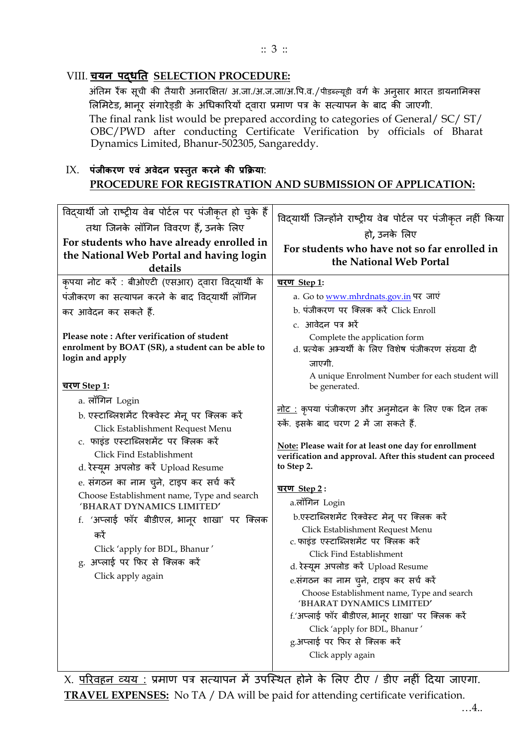## VIII. <u>चयन पद्धति</u> <u>SELECTION PROCEDURE:</u>

अंतिम रैंक सूची की तैयारी अनारक्षित/ अ.जा./अ.ज.जा/अ.पि.व./पीडब्ल्यूडी वर्ग के अनुसार भारत डायनामिक्स लिमिटेड, भानूर संगारेड्डी के अधिकारियों द्वारा प्रमाण पत्र के सत्यापन के बाद की जाएगी.

The final rank list would be prepared according to categories of General/ SC/ ST/ OBC/PWD after conducting Certificate Verification by officials of Bharat Dynamics Limited, Bhanur-502305, Sangareddy.

## IX. पंजीकरण एवं अवेदन प्रस्तुत करने की प्रक्रिया: <u>PROCEDURE FOR REGISTRATION AND SUBMISSION OF APPLICATION:</u>

| विद्यार्थी जो राष्ट्रीय वेब पोर्टल पर पंजीकृत हो चुके हैं तथा जिनके लॉगिन विवरण हैं, उनके लिए **For students who have already enrolled in the National Web Portal and having login details** | विद्यार्थी जिन्होंने राष्ट्रीय वेब पोर्टल पर पंजीकृत नहीं किया हो, उनके लिए **For students who have not so far enrolled in the National Web Portal** |
|---|---|
| कृपया नोट करें : बीओएटी (एसआर) द्वारा विद्यार्थी के पंजीकरण का सत्यापन करने के बाद विद्यार्थी लॉगिन कर आवेदन कर सकते हैं.<br><br>**Please note : After verification of student enrolment by BOAT (SR), a student can be able to login and apply**<br><br>**<u>चरण Step 1</u>:**<br>a. लॉगिन Login<br>b. एस्टाब्लिशमेंट रिक्वेस्ट मेनू पर क्लिक करें Click Establishment Request Menu<br>c. फाइंड एस्टाब्लिशमेंट पर क्लिक करें Click Find Establishment<br>d. रेस्यूम अपलोड करें Upload Resume<br>e. संगठन का नाम चुने, टाइप कर सर्च करें Choose Establishment name, Type and search 'BHARAT DYNAMICS LIMITED'<br>f. 'अप्लाई फॉर बीडीएल, भानूर शाखा' पर क्लिक करें Click 'apply for BDL, Bhanur '<br>g. अप्लाई पर फिर से क्लिक करें Click apply again | **<u>चरण Step 1</u>:**<br>a. Go to www.mhrdnats.gov.in पर जाएं<br>b. पंजीकरण पर क्लिक करें Click Enroll<br>c. आवेदन पत्र भरें Complete the application form<br>d. प्रत्येक अभ्यर्थी के लिए विशेष पंजीकरण संख्या दी जाएगी. A unique Enrolment Number for each student will be generated.<br><br><u>नोट :</u> कृपया पंजीकरण और अनुमोदन के लिए एक दिन तक रुकें. इसके बाद चरण 2 में जा सकते हैं.<br><br>**<u>Note:</u> Please wait for at least one day for enrollment verification and approval. After this student can proceed to Step 2.**<br><br>**<u>चरण Step 2</u>:**<br>a. लॉगिन Login<br>b. एस्टाब्लिशमेंट रिक्वेस्ट मेनू पर क्लिक करें Click Establishment Request Menu<br>c. फाइंड एस्टाब्लिशमेंट पर क्लिक करें Click Find Establishment<br>d. रेस्यूम अपलोड करें Upload Resume<br>e. संगठन का नाम चुने, टाइप कर सर्च करें Choose Establishment name, Type and search 'BHARAT DYNAMICS LIMITED'<br>f. 'अप्लाई फॉर बीडीएल, भानूर शाखा' पर क्लिक करें Click 'apply for BDL, Bhanur '<br>g. अप्लाई पर फिर से क्लिक करें Click apply again |

X. <u>परिवहन व्यय :</u> प्रमाण पत्र सत्यापन में उपस्थित होने के लिए टीए / डीए नहीं दिया जाएगा.

**<u>TRAVEL EXPENSES:</u>** No TA / DA will be paid for attending certificate verification.

…4..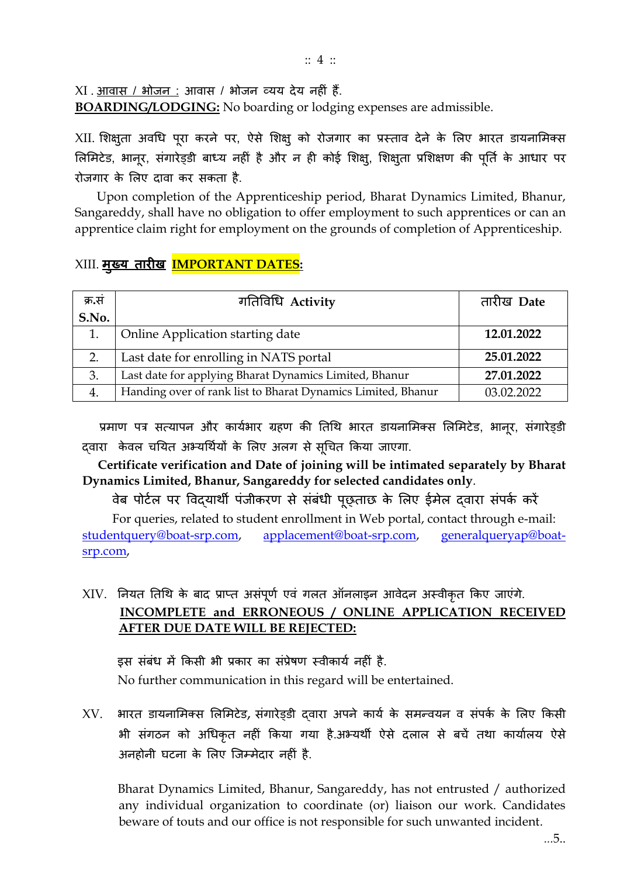XI . आवास / भोजन : आवास / भोजन व्यय देय नहीं हैं.
**BOARDING/LODGING:** No boarding or lodging expenses are admissible.

XII. शिक्षुता अवधि पूरा करने पर, ऐसे शिक्षु को रोजगार का प्रस्ताव देने के लिए भारत डायनामिक्स लिमिटेड, भानूर, संगारेड्डी बाध्य नहीं है और न ही कोई शिक्षु, शिक्षुता प्रशिक्षण की पूर्ति के आधार पर रोजगार के लिए दावा कर सकता है.

Upon completion of the Apprenticeship period, Bharat Dynamics Limited, Bhanur, Sangareddy, shall have no obligation to offer employment to such apprentices or can an apprentice claim right for employment on the grounds of completion of Apprenticeship.

XIII. **मुख्य तारीख IMPORTANT DATES:**

| क्र.सं S.No. | गतिविधि Activity | तारीख Date |
|---|---|---|
| 1. | Online Application starting date | **12.01.2022** |
| 2. | Last date for enrolling in NATS portal | **25.01.2022** |
| 3. | Last date for applying Bharat Dynamics Limited, Bhanur | **27.01.2022** |
| 4. | Handing over of rank list to Bharat Dynamics Limited, Bhanur | 03.02.2022 |

प्रमाण पत्र सत्यापन और कार्यभार ग्रहण की तिथि भारत डायनामिक्स लिमिटेड, भानूर, संगारेड्डी द्वारा केवल चयित अभ्यर्थियों के लिए अलग से सूचित किया जाएगा.

**Certificate verification and Date of joining will be intimated separately by Bharat Dynamics Limited, Bhanur, Sangareddy for selected candidates only**.

वेब पोर्टल पर विद्यार्थी पंजीकरण से संबंधी पूछताछ के लिए ईमेल द्वारा संपर्क करें

For queries, related to student enrollment in Web portal, contact through e-mail: studentquery@boat-srp.com, applacement@boat-srp.com, generalqueryap@boat-srp.com,

XIV. नियत तिथि के बाद प्राप्त असंपूर्ण एवं गलत ऑनलाइन आवेदन अस्वीकृत किए जाएंगे.
**INCOMPLETE and ERRONEOUS / ONLINE APPLICATION RECEIVED AFTER DUE DATE WILL BE REJECTED:**

इस संबंध में किसी भी प्रकार का संप्रेषण स्वीकार्य नहीं है.
No further communication in this regard will be entertained.

XV. भारत डायनामिक्स लिमिटेड, संगारेड्डी द्वारा अपने कार्य के समन्वयन व संपर्क के लिए किसी भी संगठन को अधिकृत नहीं किया गया है.अभ्यर्थी ऐसे दलाल से बचें तथा कार्यालय ऐसे अनहोनी घटना के लिए जिम्मेदार नहीं है.

Bharat Dynamics Limited, Bhanur, Sangareddy, has not entrusted / authorized any individual organization to coordinate (or) liaison our work. Candidates beware of touts and our office is not responsible for such unwanted incident.

...5..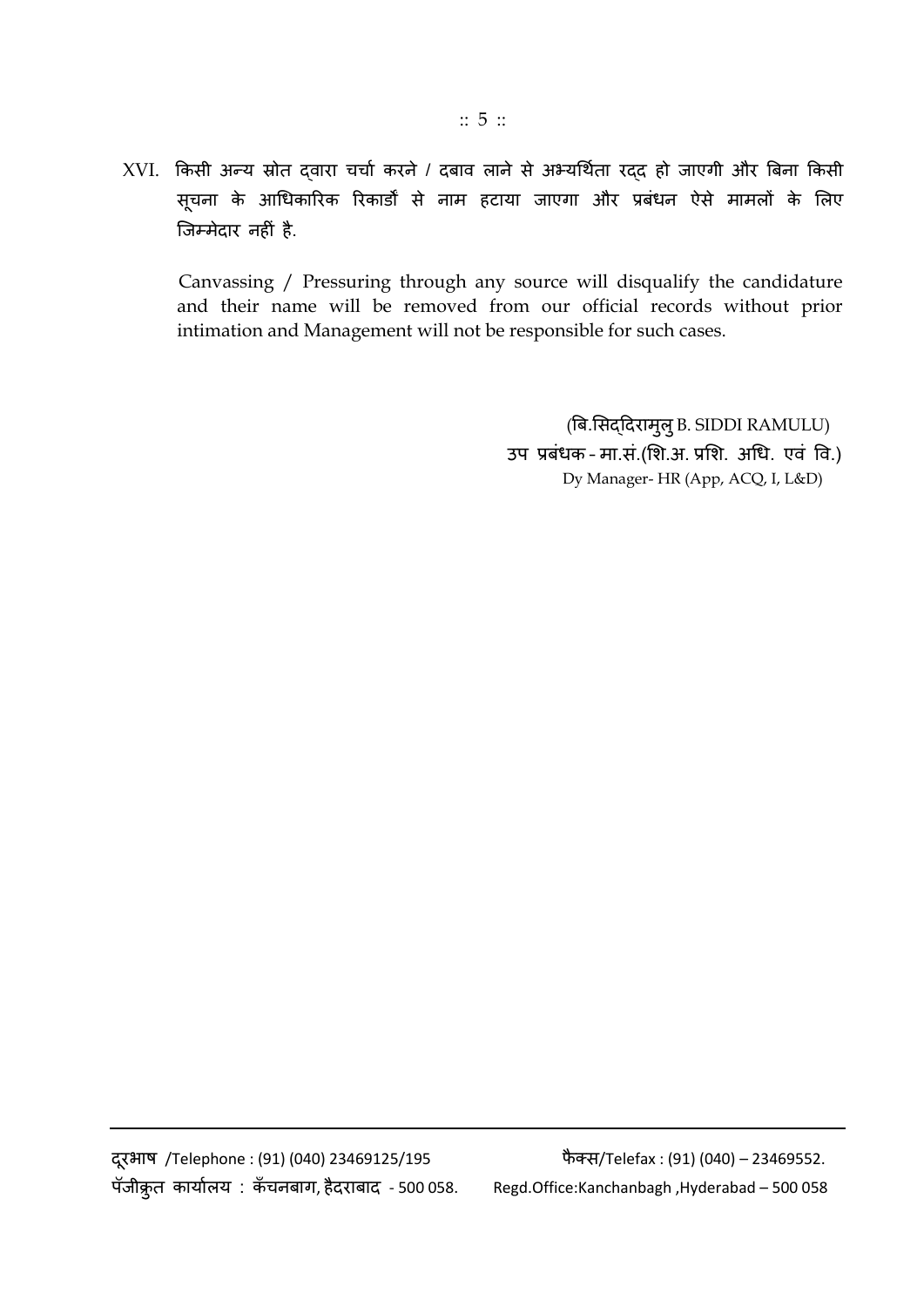XVI. किसी अन्य स्रोत द्वारा चर्चा करने / दबाव लाने से अभ्यर्थिता रद्द हो जाएगी और बिना किसी सूचना के आधिकारिक रिकार्डों से नाम हटाया जाएगा और प्रबंधन ऐसे मामलों के लिए जिम्मेदार नहीं है.

Canvassing / Pressuring through any source will disqualify the candidature and their name will be removed from our official records without prior intimation and Management will not be responsible for such cases.

(बि.सिद्दिरामुलु B. SIDDI RAMULU)
उप प्रबंधक - मा.सं.(शि.अ. प्रशि. अधि. एवं वि.)
Dy Manager- HR (App, ACQ, I, L&D)

दूरभाष /Telephone : (91) (040) 23469125/195 फैक्स/Telefax : (91) (040) – 23469552.
पँजीकृत कार्यालय : कँचनबाग, हैदराबाद - 500 058. Regd.Office:Kanchanbagh ,Hyderabad – 500 058